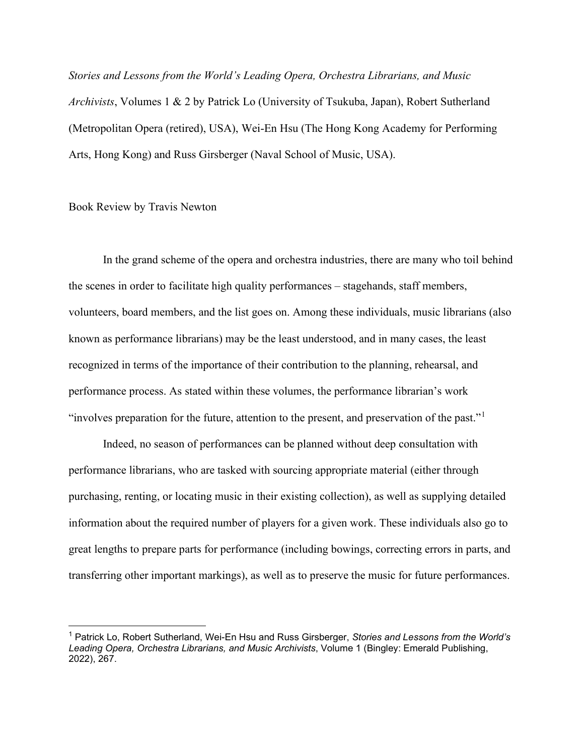*Stories and Lessons from the World's Leading Opera, Orchestra Librarians, and Music Archivists*, Volumes 1 & 2 by Patrick Lo (University of Tsukuba, Japan), Robert Sutherland (Metropolitan Opera (retired), USA), Wei-En Hsu (The Hong Kong Academy for Performing Arts, Hong Kong) and Russ Girsberger (Naval School of Music, USA).

Book Review by Travis Newton

In the grand scheme of the opera and orchestra industries, there are many who toil behind the scenes in order to facilitate high quality performances – stagehands, staff members, volunteers, board members, and the list goes on. Among these individuals, music librarians (also known as performance librarians) may be the least understood, and in many cases, the least recognized in terms of the importance of their contribution to the planning, rehearsal, and performance process. As stated within these volumes, the performance librarian's work "involves preparation for the future, attention to the present, and preservation of the past."[1]

Indeed, no season of performances can be planned without deep consultation with performance librarians, who are tasked with sourcing appropriate material (either through purchasing, renting, or locating music in their existing collection), as well as supplying detailed information about the required number of players for a given work. These individuals also go to great lengths to prepare parts for performance (including bowings, correcting errors in parts, and transferring other important markings), as well as to preserve the music for future performances.

---

[1] Patrick Lo, Robert Sutherland, Wei-En Hsu and Russ Girsberger, *Stories and Lessons from the World's Leading Opera, Orchestra Librarians, and Music Archivists*, Volume 1 (Bingley: Emerald Publishing, 2022), 267.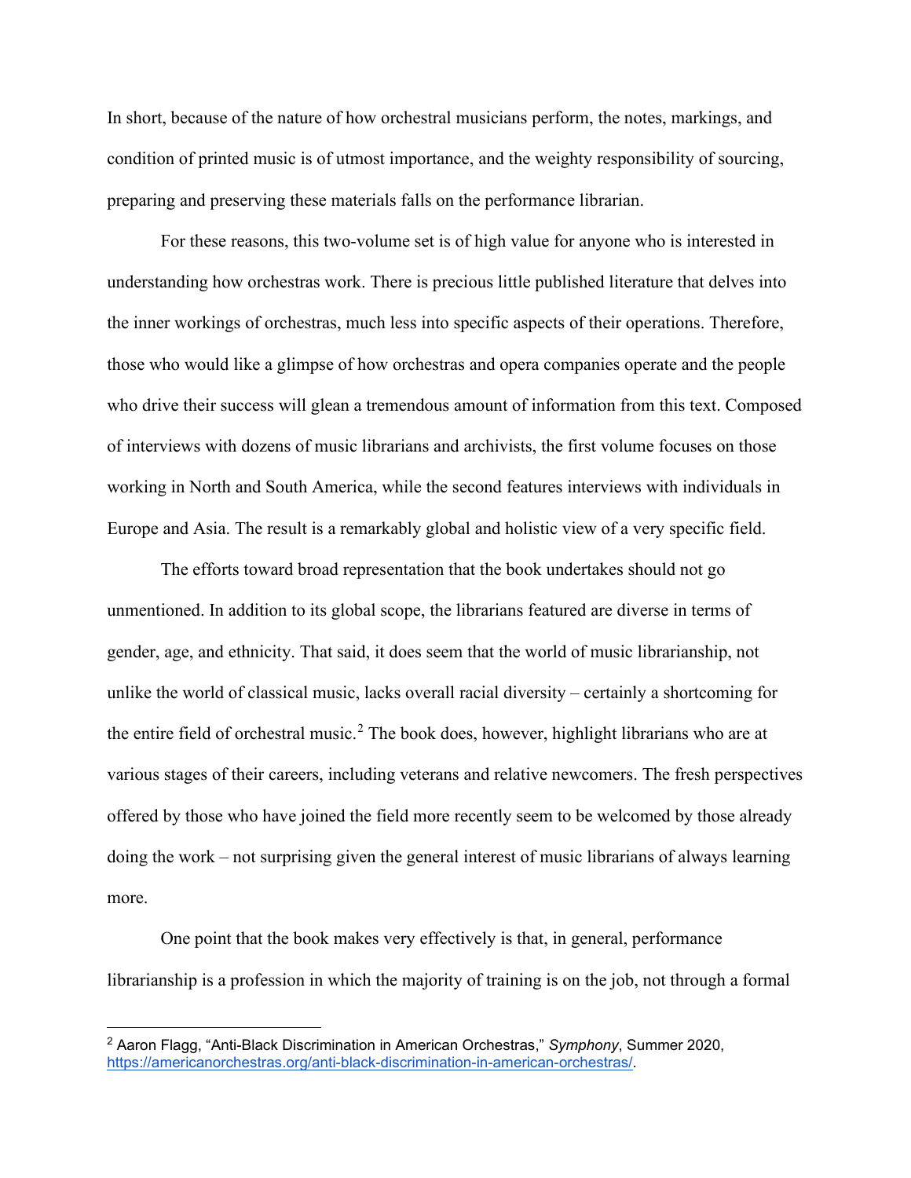In short, because of the nature of how orchestral musicians perform, the notes, markings, and condition of printed music is of utmost importance, and the weighty responsibility of sourcing, preparing and preserving these materials falls on the performance librarian.

For these reasons, this two-volume set is of high value for anyone who is interested in understanding how orchestras work. There is precious little published literature that delves into the inner workings of orchestras, much less into specific aspects of their operations. Therefore, those who would like a glimpse of how orchestras and opera companies operate and the people who drive their success will glean a tremendous amount of information from this text. Composed of interviews with dozens of music librarians and archivists, the first volume focuses on those working in North and South America, while the second features interviews with individuals in Europe and Asia. The result is a remarkably global and holistic view of a very specific field.

The efforts toward broad representation that the book undertakes should not go unmentioned. In addition to its global scope, the librarians featured are diverse in terms of gender, age, and ethnicity. That said, it does seem that the world of music librarianship, not unlike the world of classical music, lacks overall racial diversity – certainly a shortcoming for the entire field of orchestral music.[2] The book does, however, highlight librarians who are at various stages of their careers, including veterans and relative newcomers. The fresh perspectives offered by those who have joined the field more recently seem to be welcomed by those already doing the work – not surprising given the general interest of music librarians of always learning more.

One point that the book makes very effectively is that, in general, performance librarianship is a profession in which the majority of training is on the job, not through a formal

---

[2] Aaron Flagg, "Anti-Black Discrimination in American Orchestras," *Symphony*, Summer 2020, https://americanorchestras.org/anti-black-discrimination-in-american-orchestras/.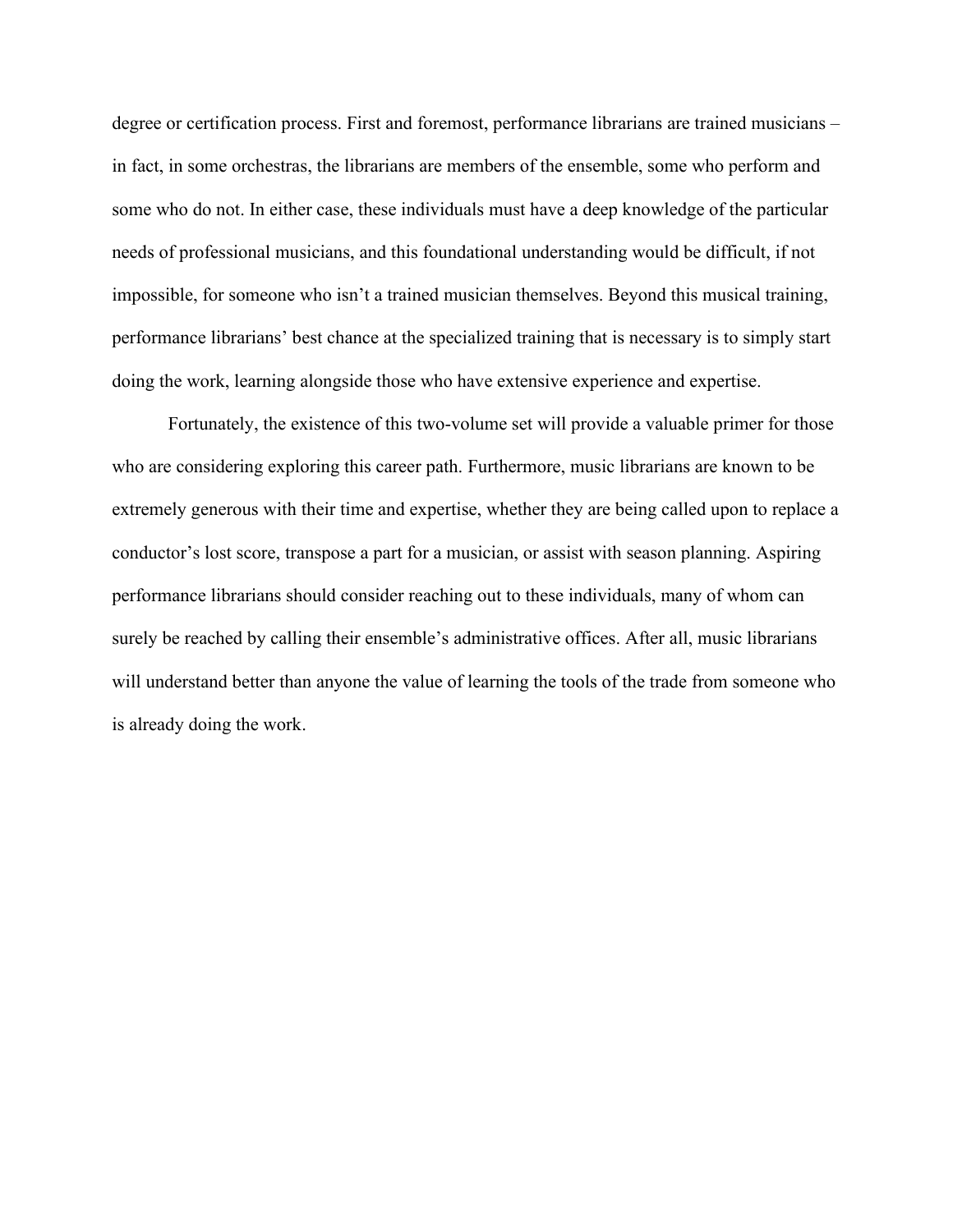degree or certification process. First and foremost, performance librarians are trained musicians – in fact, in some orchestras, the librarians are members of the ensemble, some who perform and some who do not. In either case, these individuals must have a deep knowledge of the particular needs of professional musicians, and this foundational understanding would be difficult, if not impossible, for someone who isn't a trained musician themselves. Beyond this musical training, performance librarians' best chance at the specialized training that is necessary is to simply start doing the work, learning alongside those who have extensive experience and expertise.

Fortunately, the existence of this two-volume set will provide a valuable primer for those who are considering exploring this career path. Furthermore, music librarians are known to be extremely generous with their time and expertise, whether they are being called upon to replace a conductor's lost score, transpose a part for a musician, or assist with season planning. Aspiring performance librarians should consider reaching out to these individuals, many of whom can surely be reached by calling their ensemble's administrative offices. After all, music librarians will understand better than anyone the value of learning the tools of the trade from someone who is already doing the work.